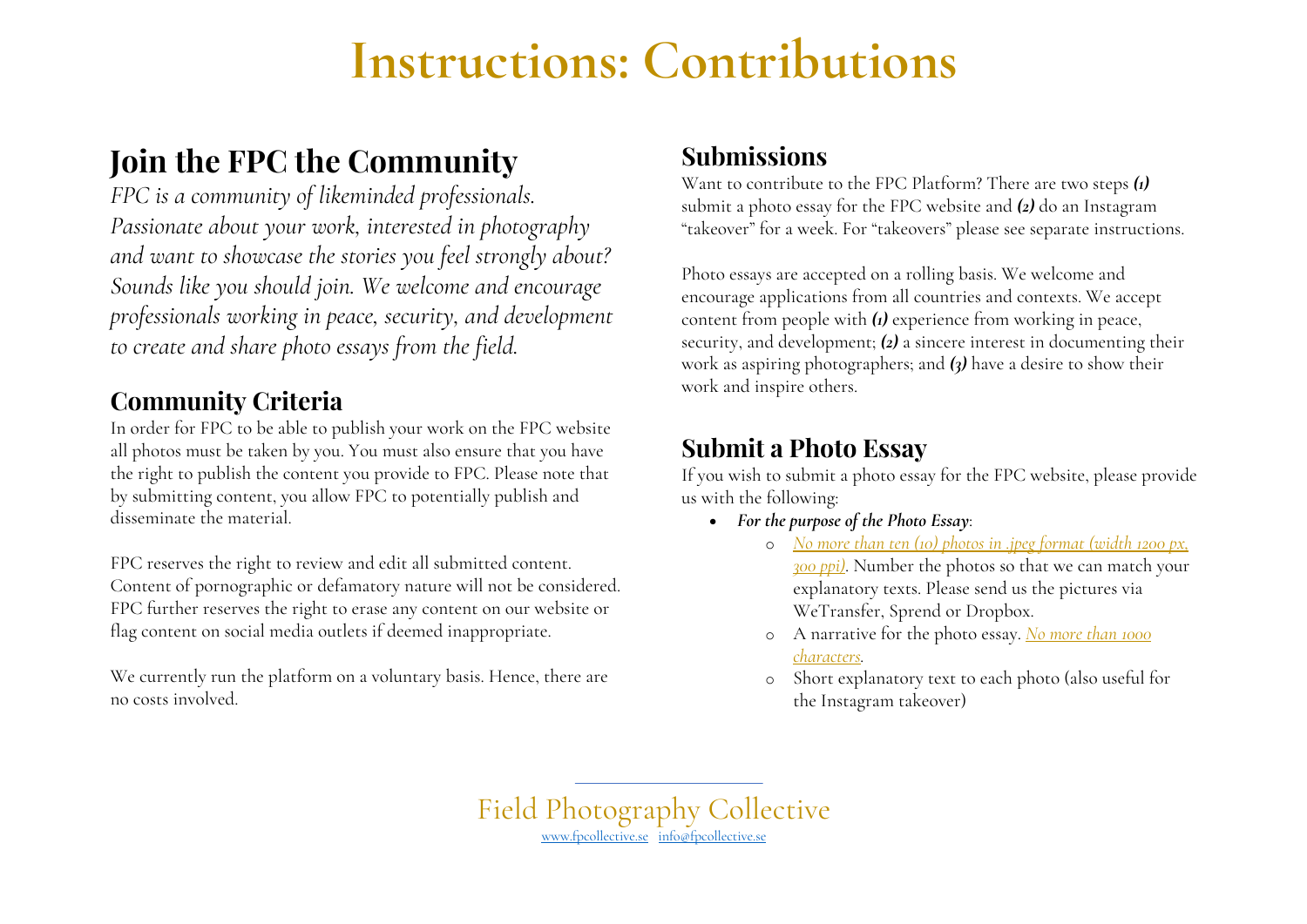# Instructions: Contributions

## Join the FPC the Community

*FPC is a community of likeminded professionals. Passionate about your work, interested in photography and want to showcase the stories you feel strongly about? Sounds like you should join. We welcome and encourage professionals working in peace, security, and development to create and share photo essays from the field.*

## Community Criteria

In order for FPC to be able to publish your work on the FPC website all photos must be taken by you. You must also ensure that you have the right to publish the content you provide to FPC. Please note that by submitting content, you allow FPC to potentially publish and disseminate the material.

FPC reserves the right to review and edit all submitted content. Content of pornographic or defamatory nature will not be considered. FPC further reserves the right to erase any content on our website or flag content on social media outlets if deemed inappropriate.

We currently run the platform on a voluntary basis. Hence, there are no costs involved.

## Submissions

Want to contribute to the FPC Platform? There are two steps ***(1)*** submit a photo essay for the FPC website and ***(2)*** do an Instagram "takeover" for a week. For "takeovers" please see separate instructions.

Photo essays are accepted on a rolling basis. We welcome and encourage applications from all countries and contexts. We accept content from people with ***(1)*** experience from working in peace, security, and development; ***(2)*** a sincere interest in documenting their work as aspiring photographers; and ***(3)*** have a desire to show their work and inspire others.

## Submit a Photo Essay

If you wish to submit a photo essay for the FPC website, please provide us with the following:

- ***For the purpose of the Photo Essay***:
  - *No more than ten (10) photos in .jpeg format (width 1200 px, 300 ppi).* Number the photos so that we can match your explanatory texts. Please send us the pictures via WeTransfer, Sprend or Dropbox.
  - A narrative for the photo essay. *No more than 1000 characters.*
  - Short explanatory text to each photo (also useful for the Instagram takeover)

Field Photography Collective
www.fpcollective.se info@fpcollective.se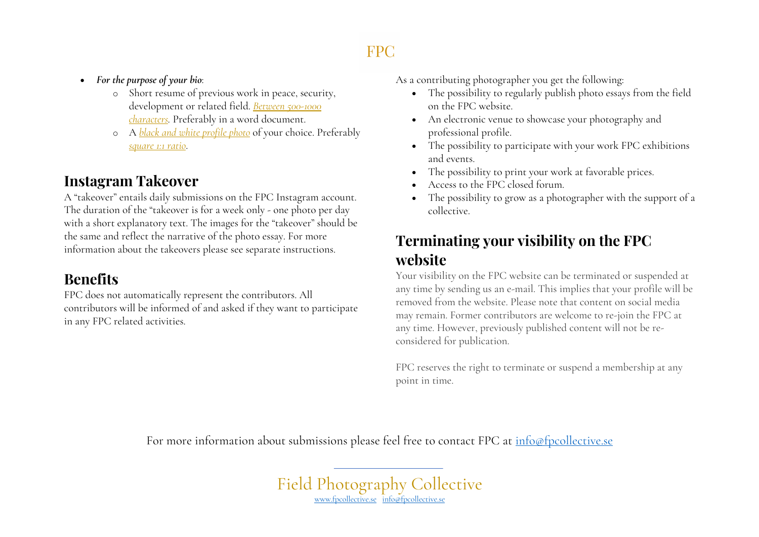- *For the purpose of your bio*:
  - Short resume of previous work in peace, security, development or related field. *Between 500-1000 characters*. Preferably in a word document.
  - A *black and white profile photo* of your choice. Preferably *square 1:1 ratio*.

## Instagram Takeover

A "takeover" entails daily submissions on the FPC Instagram account. The duration of the "takeover is for a week only - one photo per day with a short explanatory text. The images for the "takeover" should be the same and reflect the narrative of the photo essay. For more information about the takeovers please see separate instructions.

## Benefits

FPC does not automatically represent the contributors. All contributors will be informed of and asked if they want to participate in any FPC related activities.

As a contributing photographer you get the following:

- The possibility to regularly publish photo essays from the field on the FPC website.
- An electronic venue to showcase your photography and professional profile.
- The possibility to participate with your work FPC exhibitions and events.
- The possibility to print your work at favorable prices.
- Access to the FPC closed forum.
- The possibility to grow as a photographer with the support of a collective.

## Terminating your visibility on the FPC website

Your visibility on the FPC website can be terminated or suspended at any time by sending us an e-mail. This implies that your profile will be removed from the website. Please note that content on social media may remain. Former contributors are welcome to re-join the FPC at any time. However, previously published content will not be re-considered for publication.

FPC reserves the right to terminate or suspend a membership at any point in time.

For more information about submissions please feel free to contact FPC at info@fpcollective.se